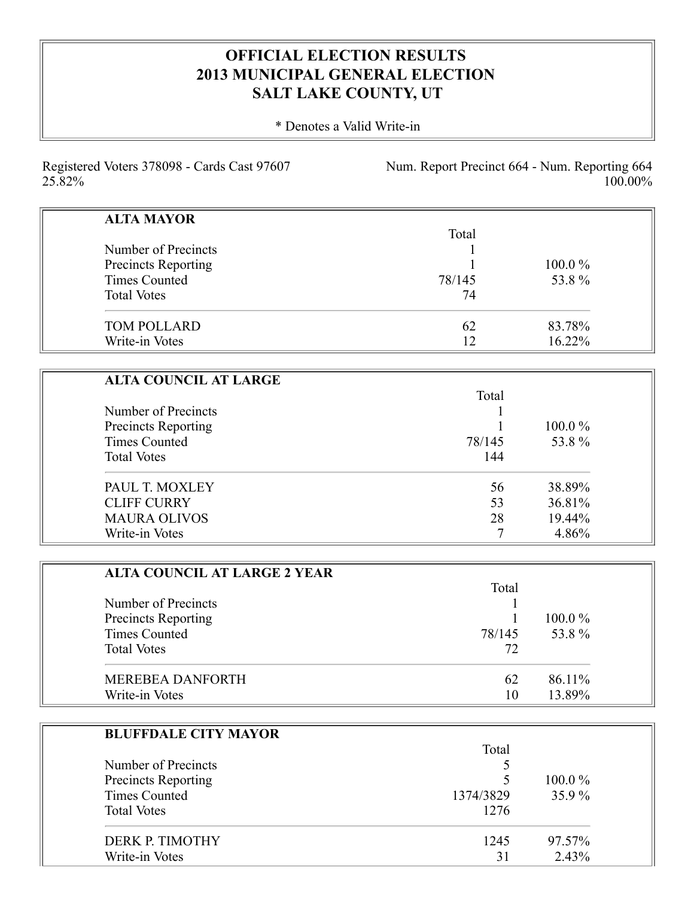# OFFICIAL ELECTION RESULTS
# 2013 MUNICIPAL GENERAL ELECTION
# SALT LAKE COUNTY, UT

* Denotes a Valid Write-in

Registered Voters 378098 - Cards Cast 97607 25.82%

Num. Report Precinct 664 - Num. Reporting 664 100.00%

## ALTA MAYOR

| | Total | |
|---|---|---|
| Number of Precincts | 1 | |
| Precincts Reporting | 1 | 100.0 % |
| Times Counted | 78/145 | 53.8 % |
| Total Votes | 74 | |
| TOM POLLARD | 62 | 83.78% |
| Write-in Votes | 12 | 16.22% |

## ALTA COUNCIL AT LARGE

| | Total | |
|---|---|---|
| Number of Precincts | 1 | |
| Precincts Reporting | 1 | 100.0 % |
| Times Counted | 78/145 | 53.8 % |
| Total Votes | 144 | |
| PAUL T. MOXLEY | 56 | 38.89% |
| CLIFF CURRY | 53 | 36.81% |
| MAURA OLIVOS | 28 | 19.44% |
| Write-in Votes | 7 | 4.86% |

## ALTA COUNCIL AT LARGE 2 YEAR

| | Total | |
|---|---|---|
| Number of Precincts | 1 | |
| Precincts Reporting | 1 | 100.0 % |
| Times Counted | 78/145 | 53.8 % |
| Total Votes | 72 | |
| MEREBEA DANFORTH | 62 | 86.11% |
| Write-in Votes | 10 | 13.89% |

## BLUFFDALE CITY MAYOR

| | Total | |
|---|---|---|
| Number of Precincts | 5 | |
| Precincts Reporting | 5 | 100.0 % |
| Times Counted | 1374/3829 | 35.9 % |
| Total Votes | 1276 | |
| DERK P. TIMOTHY | 1245 | 97.57% |
| Write-in Votes | 31 | 2.43% |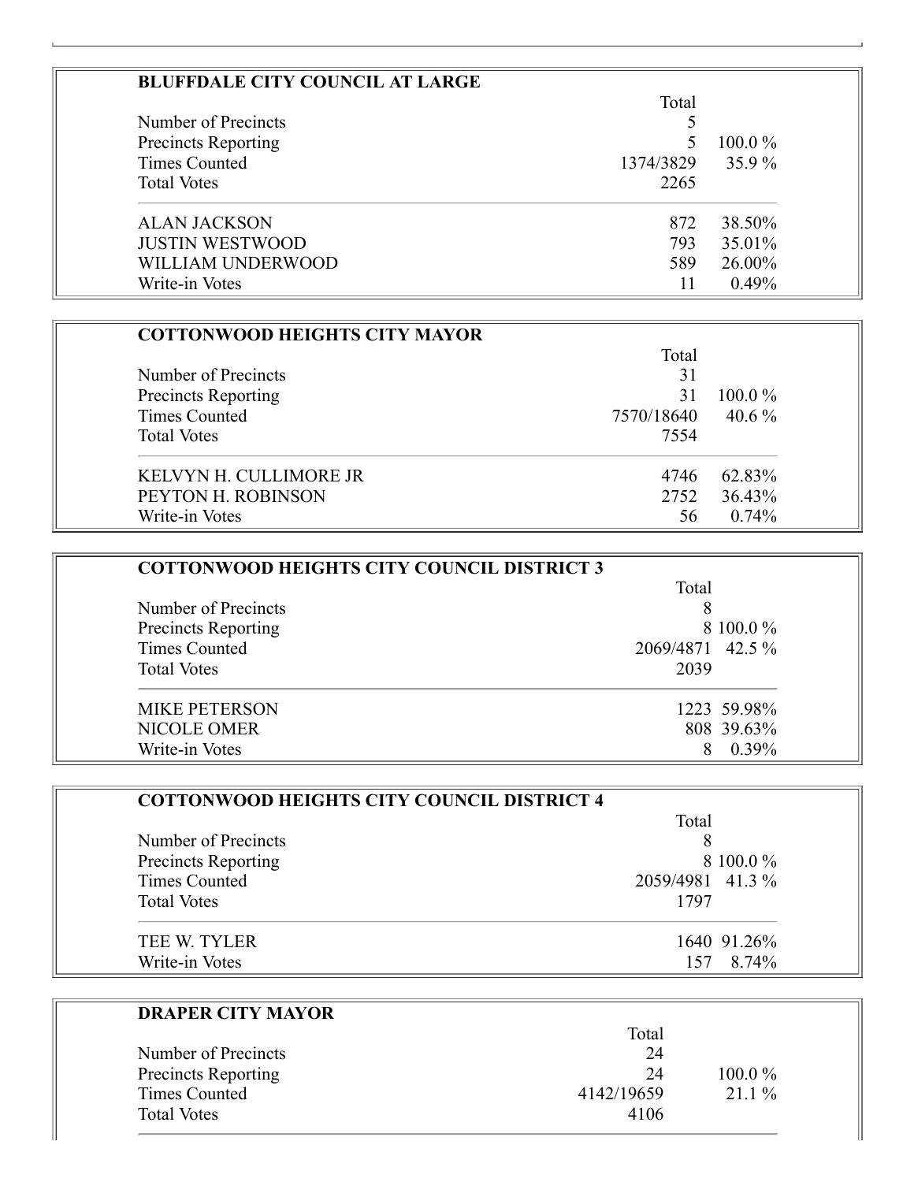### BLUFFDALE CITY COUNCIL AT LARGE

| | Total | |
|---|---|---|
| Number of Precincts | 5 | |
| Precincts Reporting | 5 | 100.0 % |
| Times Counted | 1374/3829 | 35.9 % |
| Total Votes | 2265 | |
| ALAN JACKSON | 872 | 38.50% |
| JUSTIN WESTWOOD | 793 | 35.01% |
| WILLIAM UNDERWOOD | 589 | 26.00% |
| Write-in Votes | 11 | 0.49% |

### COTTONWOOD HEIGHTS CITY MAYOR

| | Total | |
|---|---|---|
| Number of Precincts | 31 | |
| Precincts Reporting | 31 | 100.0 % |
| Times Counted | 7570/18640 | 40.6 % |
| Total Votes | 7554 | |
| KELVYN H. CULLIMORE JR | 4746 | 62.83% |
| PEYTON H. ROBINSON | 2752 | 36.43% |
| Write-in Votes | 56 | 0.74% |

### COTTONWOOD HEIGHTS CITY COUNCIL DISTRICT 3

| | Total | |
|---|---|---|
| Number of Precincts | 8 | |
| Precincts Reporting | 8 | 100.0 % |
| Times Counted | 2069/4871 | 42.5 % |
| Total Votes | 2039 | |
| MIKE PETERSON | 1223 | 59.98% |
| NICOLE OMER | 808 | 39.63% |
| Write-in Votes | 8 | 0.39% |

### COTTONWOOD HEIGHTS CITY COUNCIL DISTRICT 4

| | Total | |
|---|---|---|
| Number of Precincts | 8 | |
| Precincts Reporting | 8 | 100.0 % |
| Times Counted | 2059/4981 | 41.3 % |
| Total Votes | 1797 | |
| TEE W. TYLER | 1640 | 91.26% |
| Write-in Votes | 157 | 8.74% |

### DRAPER CITY MAYOR

| | Total | |
|---|---|---|
| Number of Precincts | 24 | |
| Precincts Reporting | 24 | 100.0 % |
| Times Counted | 4142/19659 | 21.1 % |
| Total Votes | 4106 | |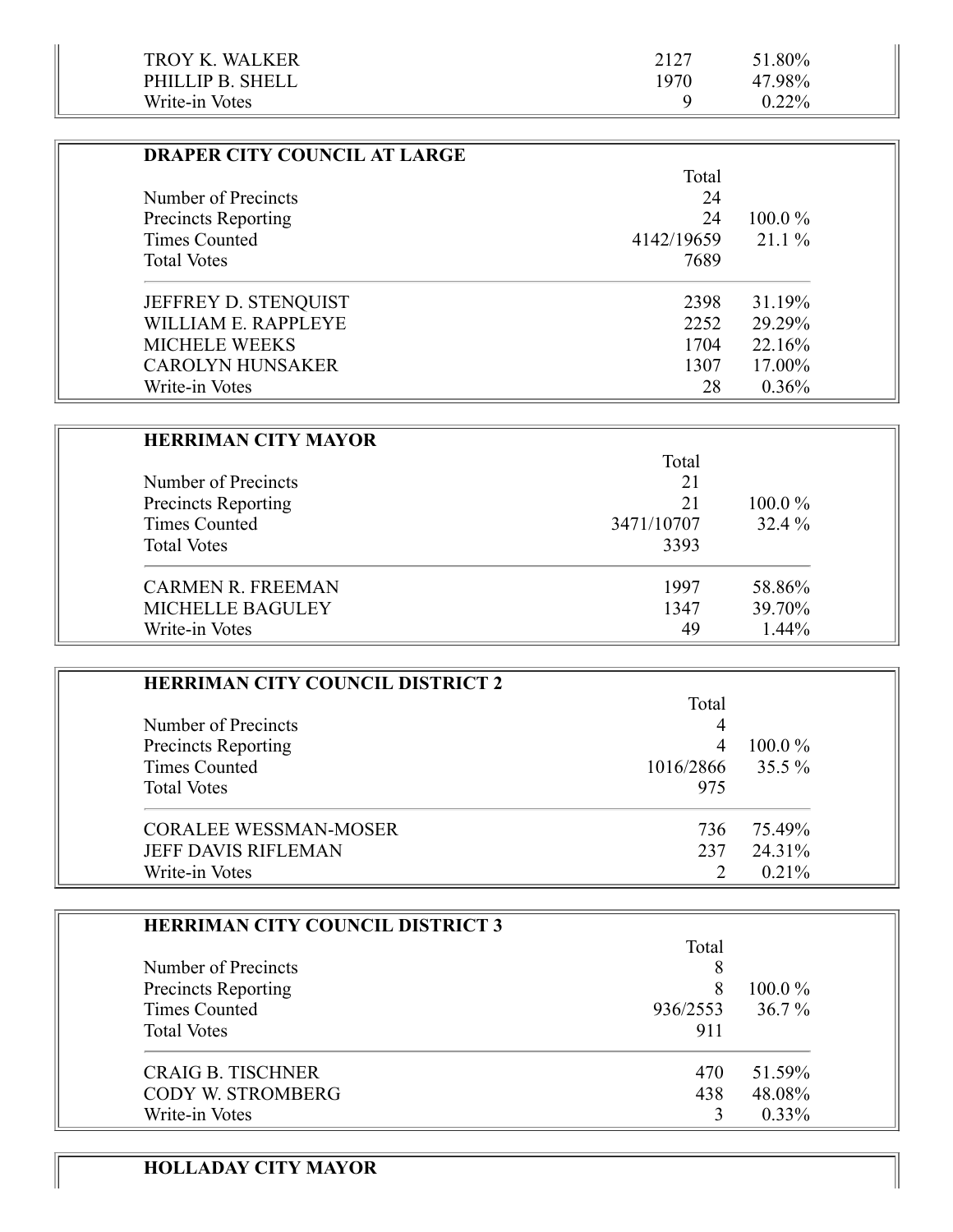| | | |
|---|---|---|
| TROY K. WALKER | 2127 | 51.80% |
| PHILLIP B. SHELL | 1970 | 47.98% |
| Write-in Votes | 9 | 0.22% |

**DRAPER CITY COUNCIL AT LARGE**

| | Total | |
|---|---|---|
| Number of Precincts | 24 | |
| Precincts Reporting | 24 | 100.0 % |
| Times Counted | 4142/19659 | 21.1 % |
| Total Votes | 7689 | |
| JEFFREY D. STENQUIST | 2398 | 31.19% |
| WILLIAM E. RAPPLEYE | 2252 | 29.29% |
| MICHELE WEEKS | 1704 | 22.16% |
| CAROLYN HUNSAKER | 1307 | 17.00% |
| Write-in Votes | 28 | 0.36% |

**HERRIMAN CITY MAYOR**

| | Total | |
|---|---|---|
| Number of Precincts | 21 | |
| Precincts Reporting | 21 | 100.0 % |
| Times Counted | 3471/10707 | 32.4 % |
| Total Votes | 3393 | |
| CARMEN R. FREEMAN | 1997 | 58.86% |
| MICHELLE BAGULEY | 1347 | 39.70% |
| Write-in Votes | 49 | 1.44% |

**HERRIMAN CITY COUNCIL DISTRICT 2**

| | Total | |
|---|---|---|
| Number of Precincts | 4 | |
| Precincts Reporting | 4 | 100.0 % |
| Times Counted | 1016/2866 | 35.5 % |
| Total Votes | 975 | |
| CORALEE WESSMAN-MOSER | 736 | 75.49% |
| JEFF DAVIS RIFLEMAN | 237 | 24.31% |
| Write-in Votes | 2 | 0.21% |

**HERRIMAN CITY COUNCIL DISTRICT 3**

| | Total | |
|---|---|---|
| Number of Precincts | 8 | |
| Precincts Reporting | 8 | 100.0 % |
| Times Counted | 936/2553 | 36.7 % |
| Total Votes | 911 | |
| CRAIG B. TISCHNER | 470 | 51.59% |
| CODY W. STROMBERG | 438 | 48.08% |
| Write-in Votes | 3 | 0.33% |

**HOLLADAY CITY MAYOR**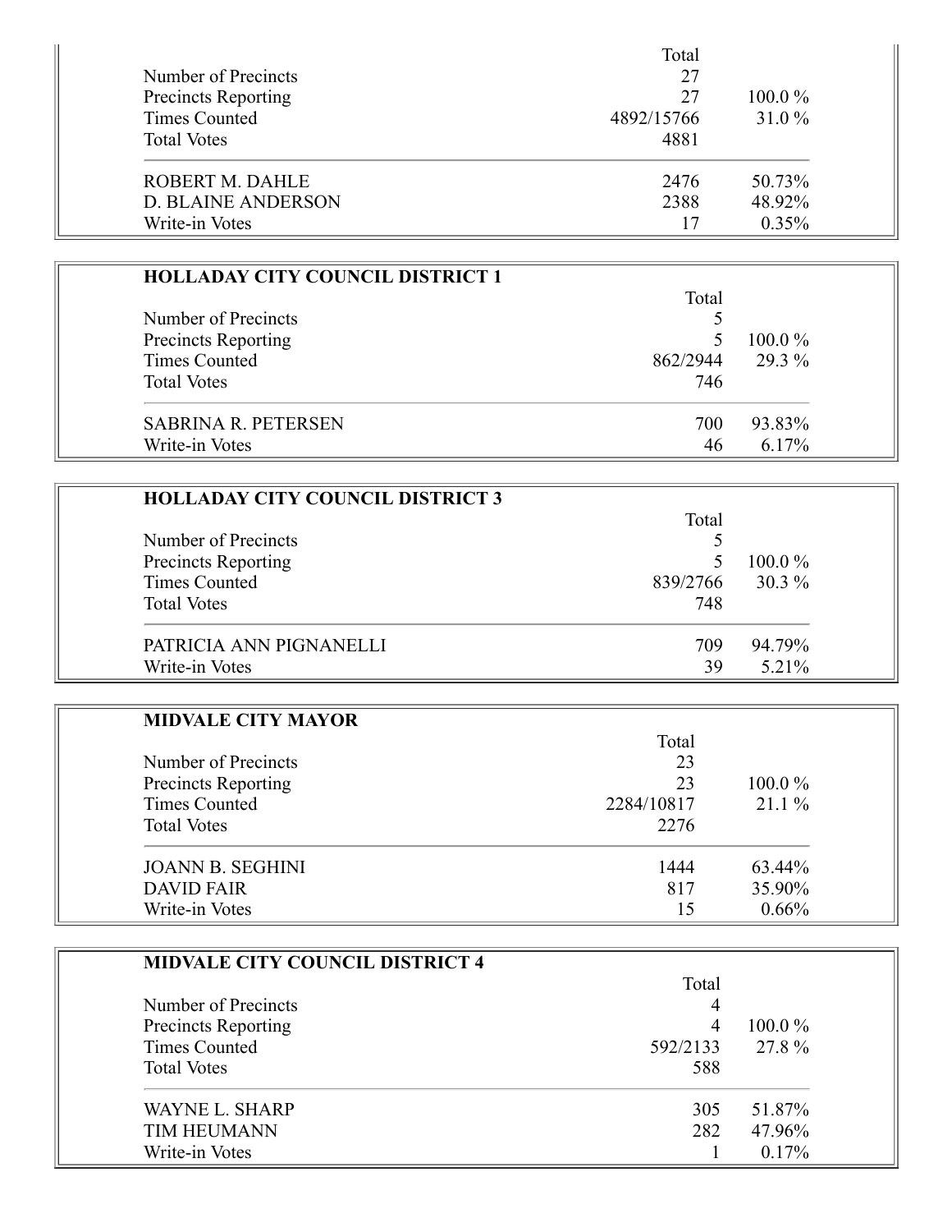| | Total | |
|---|---|---|
| Number of Precincts | 27 | |
| Precincts Reporting | 27 | 100.0 % |
| Times Counted | 4892/15766 | 31.0 % |
| Total Votes | 4881 | |
| ROBERT M. DAHLE | 2476 | 50.73% |
| D. BLAINE ANDERSON | 2388 | 48.92% |
| Write-in Votes | 17 | 0.35% |

**HOLLADAY CITY COUNCIL DISTRICT 1**

| | Total | |
|---|---|---|
| Number of Precincts | 5 | |
| Precincts Reporting | 5 | 100.0 % |
| Times Counted | 862/2944 | 29.3 % |
| Total Votes | 746 | |
| SABRINA R. PETERSEN | 700 | 93.83% |
| Write-in Votes | 46 | 6.17% |

**HOLLADAY CITY COUNCIL DISTRICT 3**

| | Total | |
|---|---|---|
| Number of Precincts | 5 | |
| Precincts Reporting | 5 | 100.0 % |
| Times Counted | 839/2766 | 30.3 % |
| Total Votes | 748 | |
| PATRICIA ANN PIGNANELLI | 709 | 94.79% |
| Write-in Votes | 39 | 5.21% |

**MIDVALE CITY MAYOR**

| | Total | |
|---|---|---|
| Number of Precincts | 23 | |
| Precincts Reporting | 23 | 100.0 % |
| Times Counted | 2284/10817 | 21.1 % |
| Total Votes | 2276 | |
| JOANN B. SEGHINI | 1444 | 63.44% |
| DAVID FAIR | 817 | 35.90% |
| Write-in Votes | 15 | 0.66% |

**MIDVALE CITY COUNCIL DISTRICT 4**

| | Total | |
|---|---|---|
| Number of Precincts | 4 | |
| Precincts Reporting | 4 | 100.0 % |
| Times Counted | 592/2133 | 27.8 % |
| Total Votes | 588 | |
| WAYNE L. SHARP | 305 | 51.87% |
| TIM HEUMANN | 282 | 47.96% |
| Write-in Votes | 1 | 0.17% |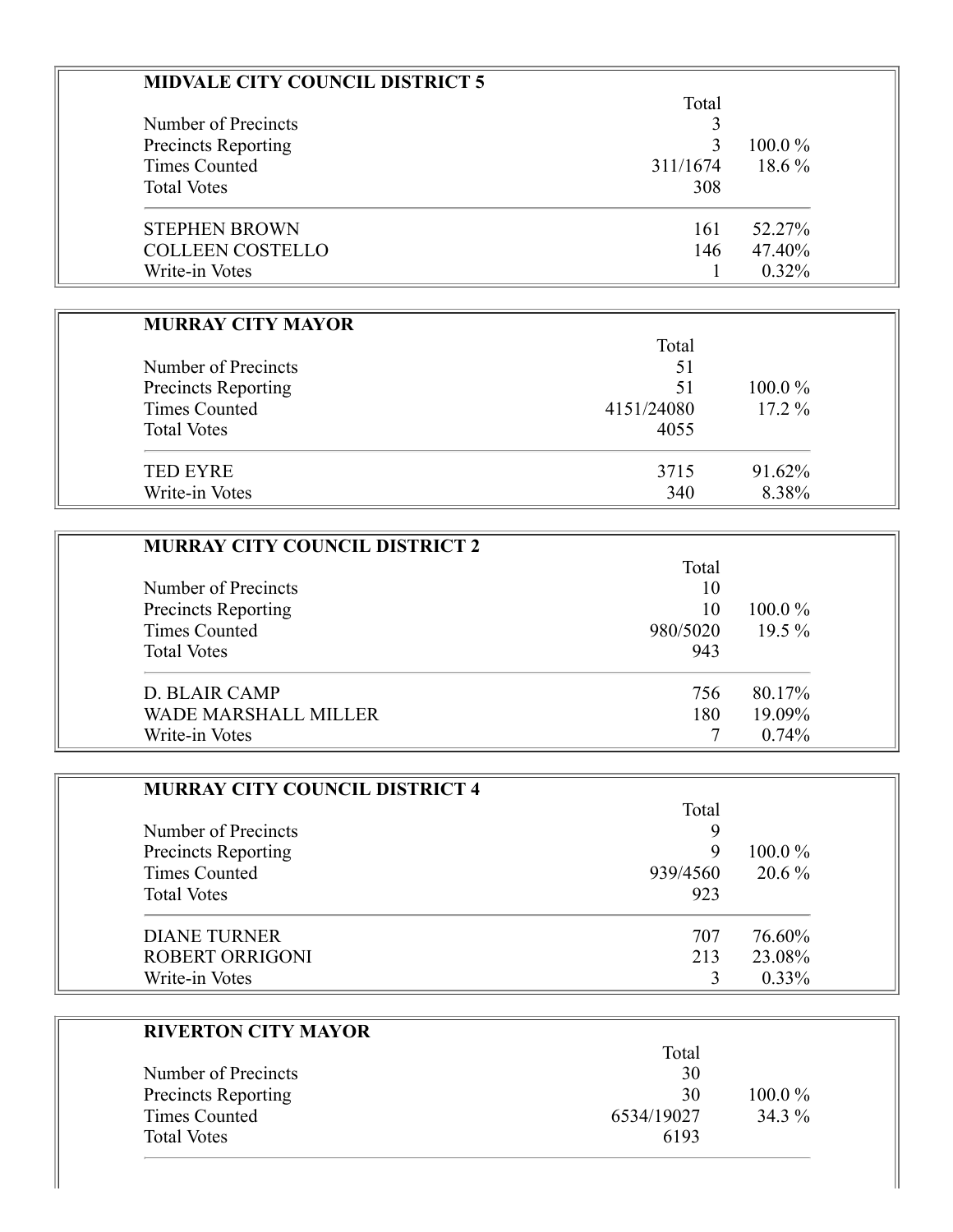### MIDVALE CITY COUNCIL DISTRICT 5

| | Total | |
|---|---|---|
| Number of Precincts | 3 | |
| Precincts Reporting | 3 | 100.0 % |
| Times Counted | 311/1674 | 18.6 % |
| Total Votes | 308 | |
| STEPHEN BROWN | 161 | 52.27% |
| COLLEEN COSTELLO | 146 | 47.40% |
| Write-in Votes | 1 | 0.32% |

### MURRAY CITY MAYOR

| | Total | |
|---|---|---|
| Number of Precincts | 51 | |
| Precincts Reporting | 51 | 100.0 % |
| Times Counted | 4151/24080 | 17.2 % |
| Total Votes | 4055 | |
| TED EYRE | 3715 | 91.62% |
| Write-in Votes | 340 | 8.38% |

### MURRAY CITY COUNCIL DISTRICT 2

| | Total | |
|---|---|---|
| Number of Precincts | 10 | |
| Precincts Reporting | 10 | 100.0 % |
| Times Counted | 980/5020 | 19.5 % |
| Total Votes | 943 | |
| D. BLAIR CAMP | 756 | 80.17% |
| WADE MARSHALL MILLER | 180 | 19.09% |
| Write-in Votes | 7 | 0.74% |

### MURRAY CITY COUNCIL DISTRICT 4

| | Total | |
|---|---|---|
| Number of Precincts | 9 | |
| Precincts Reporting | 9 | 100.0 % |
| Times Counted | 939/4560 | 20.6 % |
| Total Votes | 923 | |
| DIANE TURNER | 707 | 76.60% |
| ROBERT ORRIGONI | 213 | 23.08% |
| Write-in Votes | 3 | 0.33% |

### RIVERTON CITY MAYOR

| | Total | |
|---|---|---|
| Number of Precincts | 30 | |
| Precincts Reporting | 30 | 100.0 % |
| Times Counted | 6534/19027 | 34.3 % |
| Total Votes | 6193 | |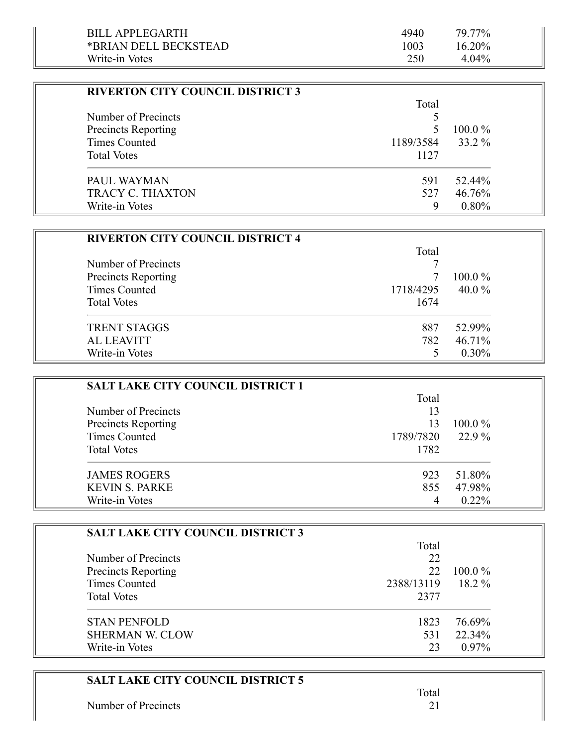| | | |
|---|---|---|
| BILL APPLEGARTH | 4940 | 79.77% |
| *BRIAN DELL BECKSTEAD | 1003 | 16.20% |
| Write-in Votes | 250 | 4.04% |

**RIVERTON CITY COUNCIL DISTRICT 3**

| | Total | |
|---|---|---|
| Number of Precincts | 5 | |
| Precincts Reporting | 5 | 100.0 % |
| Times Counted | 1189/3584 | 33.2 % |
| Total Votes | 1127 | |
| PAUL WAYMAN | 591 | 52.44% |
| TRACY C. THAXTON | 527 | 46.76% |
| Write-in Votes | 9 | 0.80% |

**RIVERTON CITY COUNCIL DISTRICT 4**

| | Total | |
|---|---|---|
| Number of Precincts | 7 | |
| Precincts Reporting | 7 | 100.0 % |
| Times Counted | 1718/4295 | 40.0 % |
| Total Votes | 1674 | |
| TRENT STAGGS | 887 | 52.99% |
| AL LEAVITT | 782 | 46.71% |
| Write-in Votes | 5 | 0.30% |

**SALT LAKE CITY COUNCIL DISTRICT 1**

| | Total | |
|---|---|---|
| Number of Precincts | 13 | |
| Precincts Reporting | 13 | 100.0 % |
| Times Counted | 1789/7820 | 22.9 % |
| Total Votes | 1782 | |
| JAMES ROGERS | 923 | 51.80% |
| KEVIN S. PARKE | 855 | 47.98% |
| Write-in Votes | 4 | 0.22% |

**SALT LAKE CITY COUNCIL DISTRICT 3**

| | Total | |
|---|---|---|
| Number of Precincts | 22 | |
| Precincts Reporting | 22 | 100.0 % |
| Times Counted | 2388/13119 | 18.2 % |
| Total Votes | 2377 | |
| STAN PENFOLD | 1823 | 76.69% |
| SHERMAN W. CLOW | 531 | 22.34% |
| Write-in Votes | 23 | 0.97% |

**SALT LAKE CITY COUNCIL DISTRICT 5**

| | Total | |
|---|---|---|
| Number of Precincts | 21 | |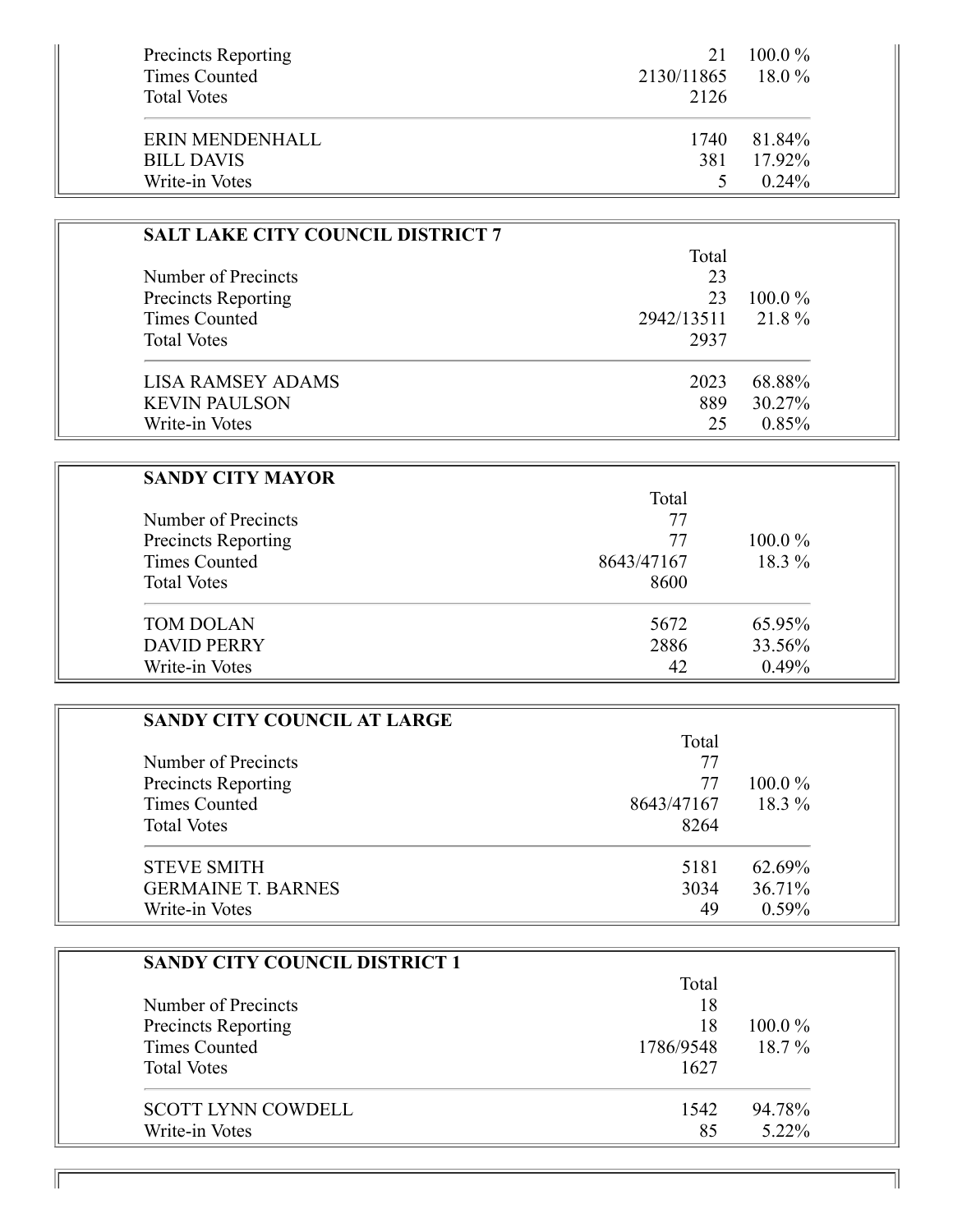| | | |
|---|---|---|
| Precincts Reporting | 21 | 100.0 % |
| Times Counted | 2130/11865 | 18.0 % |
| Total Votes | 2126 | |
| ERIN MENDENHALL | 1740 | 81.84% |
| BILL DAVIS | 381 | 17.92% |
| Write-in Votes | 5 | 0.24% |

**SALT LAKE CITY COUNCIL DISTRICT 7**

| | Total | |
|---|---|---|
| Number of Precincts | 23 | |
| Precincts Reporting | 23 | 100.0 % |
| Times Counted | 2942/13511 | 21.8 % |
| Total Votes | 2937 | |
| LISA RAMSEY ADAMS | 2023 | 68.88% |
| KEVIN PAULSON | 889 | 30.27% |
| Write-in Votes | 25 | 0.85% |

**SANDY CITY MAYOR**

| | Total | |
|---|---|---|
| Number of Precincts | 77 | |
| Precincts Reporting | 77 | 100.0 % |
| Times Counted | 8643/47167 | 18.3 % |
| Total Votes | 8600 | |
| TOM DOLAN | 5672 | 65.95% |
| DAVID PERRY | 2886 | 33.56% |
| Write-in Votes | 42 | 0.49% |

**SANDY CITY COUNCIL AT LARGE**

| | Total | |
|---|---|---|
| Number of Precincts | 77 | |
| Precincts Reporting | 77 | 100.0 % |
| Times Counted | 8643/47167 | 18.3 % |
| Total Votes | 8264 | |
| STEVE SMITH | 5181 | 62.69% |
| GERMAINE T. BARNES | 3034 | 36.71% |
| Write-in Votes | 49 | 0.59% |

**SANDY CITY COUNCIL DISTRICT 1**

| | Total | |
|---|---|---|
| Number of Precincts | 18 | |
| Precincts Reporting | 18 | 100.0 % |
| Times Counted | 1786/9548 | 18.7 % |
| Total Votes | 1627 | |
| SCOTT LYNN COWDELL | 1542 | 94.78% |
| Write-in Votes | 85 | 5.22% |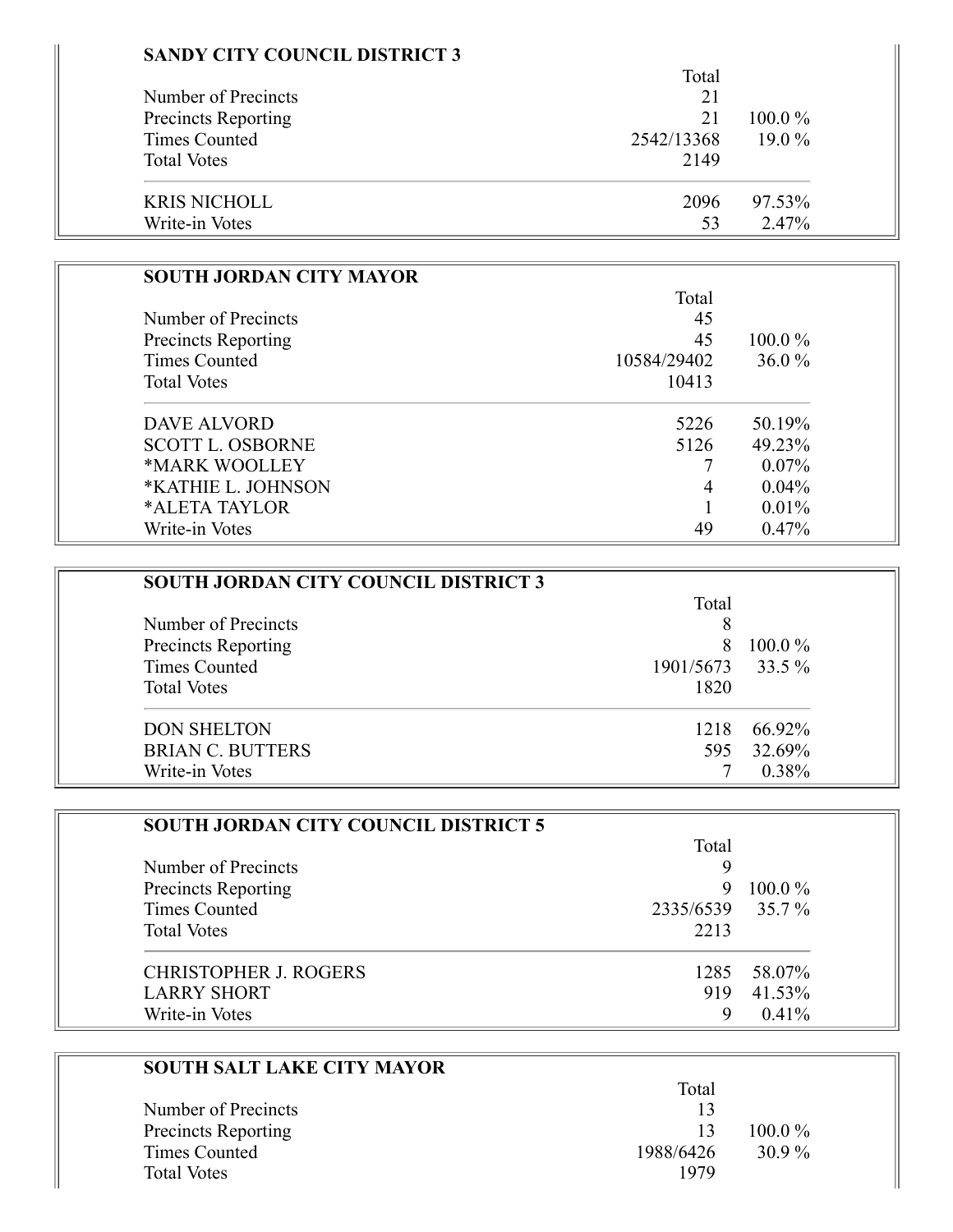### SANDY CITY COUNCIL DISTRICT 3

| | Total | |
|---|---|---|
| Number of Precincts | 21 | |
| Precincts Reporting | 21 | 100.0 % |
| Times Counted | 2542/13368 | 19.0 % |
| Total Votes | 2149 | |
| KRIS NICHOLL | 2096 | 97.53% |
| Write-in Votes | 53 | 2.47% |

### SOUTH JORDAN CITY MAYOR

| | Total | |
|---|---|---|
| Number of Precincts | 45 | |
| Precincts Reporting | 45 | 100.0 % |
| Times Counted | 10584/29402 | 36.0 % |
| Total Votes | 10413 | |
| DAVE ALVORD | 5226 | 50.19% |
| SCOTT L. OSBORNE | 5126 | 49.23% |
| *MARK WOOLLEY | 7 | 0.07% |
| *KATHIE L. JOHNSON | 4 | 0.04% |
| *ALETA TAYLOR | 1 | 0.01% |
| Write-in Votes | 49 | 0.47% |

### SOUTH JORDAN CITY COUNCIL DISTRICT 3

| | Total | |
|---|---|---|
| Number of Precincts | 8 | |
| Precincts Reporting | 8 | 100.0 % |
| Times Counted | 1901/5673 | 33.5 % |
| Total Votes | 1820 | |
| DON SHELTON | 1218 | 66.92% |
| BRIAN C. BUTTERS | 595 | 32.69% |
| Write-in Votes | 7 | 0.38% |

### SOUTH JORDAN CITY COUNCIL DISTRICT 5

| | Total | |
|---|---|---|
| Number of Precincts | 9 | |
| Precincts Reporting | 9 | 100.0 % |
| Times Counted | 2335/6539 | 35.7 % |
| Total Votes | 2213 | |
| CHRISTOPHER J. ROGERS | 1285 | 58.07% |
| LARRY SHORT | 919 | 41.53% |
| Write-in Votes | 9 | 0.41% |

### SOUTH SALT LAKE CITY MAYOR

| | Total | |
|---|---|---|
| Number of Precincts | 13 | |
| Precincts Reporting | 13 | 100.0 % |
| Times Counted | 1988/6426 | 30.9 % |
| Total Votes | 1979 | |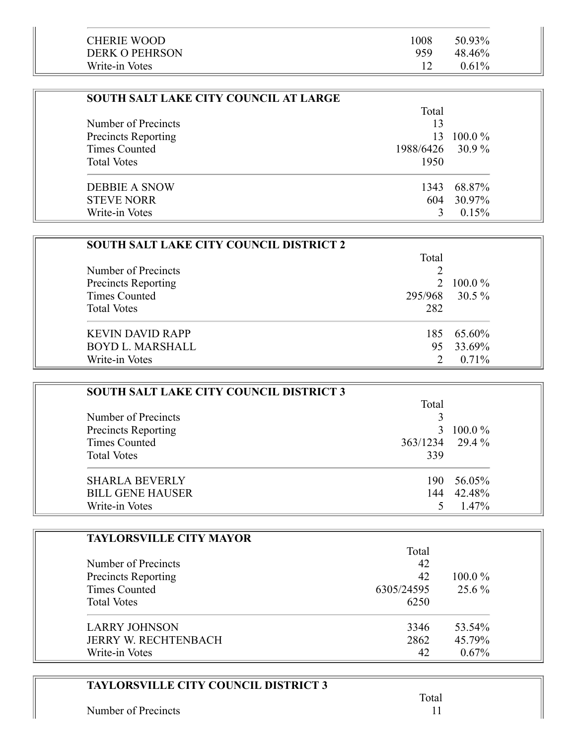| | | |
|---|---|---|
| CHERIE WOOD | 1008 | 50.93% |
| DERK O PEHRSON | 959 | 48.46% |
| Write-in Votes | 12 | 0.61% |

**SOUTH SALT LAKE CITY COUNCIL AT LARGE**

| | Total | |
|---|---|---|
| Number of Precincts | 13 | |
| Precincts Reporting | 13 | 100.0 % |
| Times Counted | 1988/6426 | 30.9 % |
| Total Votes | 1950 | |
| DEBBIE A SNOW | 1343 | 68.87% |
| STEVE NORR | 604 | 30.97% |
| Write-in Votes | 3 | 0.15% |

**SOUTH SALT LAKE CITY COUNCIL DISTRICT 2**

| | Total | |
|---|---|---|
| Number of Precincts | 2 | |
| Precincts Reporting | 2 | 100.0 % |
| Times Counted | 295/968 | 30.5 % |
| Total Votes | 282 | |
| KEVIN DAVID RAPP | 185 | 65.60% |
| BOYD L. MARSHALL | 95 | 33.69% |
| Write-in Votes | 2 | 0.71% |

**SOUTH SALT LAKE CITY COUNCIL DISTRICT 3**

| | Total | |
|---|---|---|
| Number of Precincts | 3 | |
| Precincts Reporting | 3 | 100.0 % |
| Times Counted | 363/1234 | 29.4 % |
| Total Votes | 339 | |
| SHARLA BEVERLY | 190 | 56.05% |
| BILL GENE HAUSER | 144 | 42.48% |
| Write-in Votes | 5 | 1.47% |

**TAYLORSVILLE CITY MAYOR**

| | Total | |
|---|---|---|
| Number of Precincts | 42 | |
| Precincts Reporting | 42 | 100.0 % |
| Times Counted | 6305/24595 | 25.6 % |
| Total Votes | 6250 | |
| LARRY JOHNSON | 3346 | 53.54% |
| JERRY W. RECHTENBACH | 2862 | 45.79% |
| Write-in Votes | 42 | 0.67% |

**TAYLORSVILLE CITY COUNCIL DISTRICT 3**

| | Total | |
|---|---|---|
| Number of Precincts | 11 | |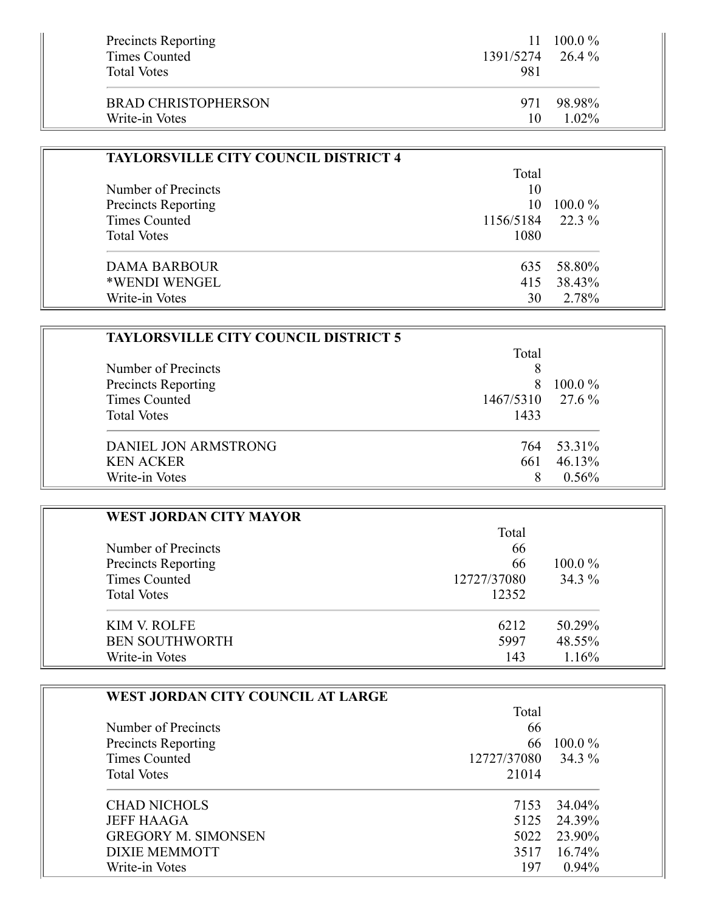| | | |
|---|---|---|
| Precincts Reporting | 11 | 100.0 % |
| Times Counted | 1391/5274 | 26.4 % |
| Total Votes | 981 | |
| BRAD CHRISTOPHERSON | 971 | 98.98% |
| Write-in Votes | 10 | 1.02% |

### TAYLORSVILLE CITY COUNCIL DISTRICT 4

| | Total | |
|---|---|---|
| Number of Precincts | 10 | |
| Precincts Reporting | 10 | 100.0 % |
| Times Counted | 1156/5184 | 22.3 % |
| Total Votes | 1080 | |
| DAMA BARBOUR | 635 | 58.80% |
| *WENDI WENGEL | 415 | 38.43% |
| Write-in Votes | 30 | 2.78% |

### TAYLORSVILLE CITY COUNCIL DISTRICT 5

| | Total | |
|---|---|---|
| Number of Precincts | 8 | |
| Precincts Reporting | 8 | 100.0 % |
| Times Counted | 1467/5310 | 27.6 % |
| Total Votes | 1433 | |
| DANIEL JON ARMSTRONG | 764 | 53.31% |
| KEN ACKER | 661 | 46.13% |
| Write-in Votes | 8 | 0.56% |

### WEST JORDAN CITY MAYOR

| | Total | |
|---|---|---|
| Number of Precincts | 66 | |
| Precincts Reporting | 66 | 100.0 % |
| Times Counted | 12727/37080 | 34.3 % |
| Total Votes | 12352 | |
| KIM V. ROLFE | 6212 | 50.29% |
| BEN SOUTHWORTH | 5997 | 48.55% |
| Write-in Votes | 143 | 1.16% |

### WEST JORDAN CITY COUNCIL AT LARGE

| | Total | |
|---|---|---|
| Number of Precincts | 66 | |
| Precincts Reporting | 66 | 100.0 % |
| Times Counted | 12727/37080 | 34.3 % |
| Total Votes | 21014 | |
| CHAD NICHOLS | 7153 | 34.04% |
| JEFF HAAGA | 5125 | 24.39% |
| GREGORY M. SIMONSEN | 5022 | 23.90% |
| DIXIE MEMMOTT | 3517 | 16.74% |
| Write-in Votes | 197 | 0.94% |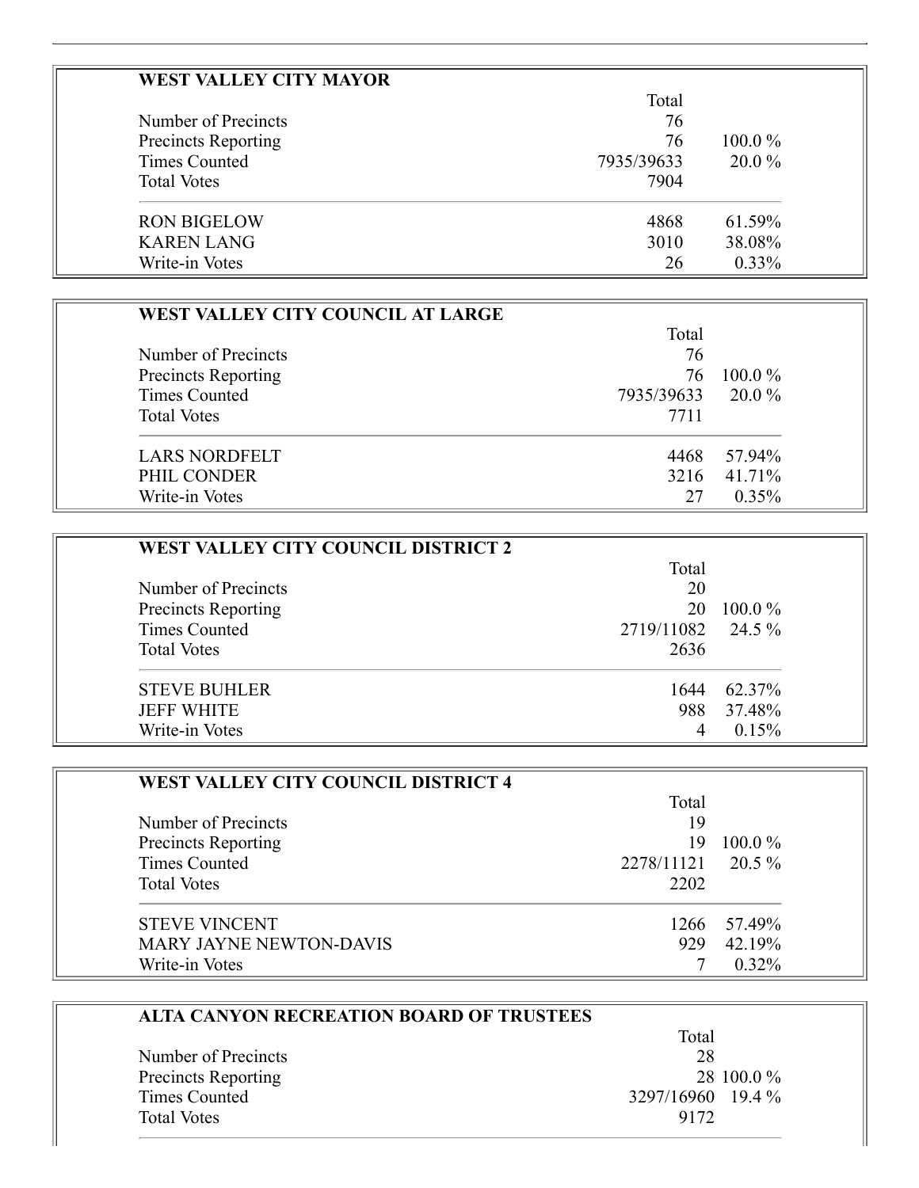## WEST VALLEY CITY MAYOR

| | Total | |
|---|---|---|
| Number of Precincts | 76 | |
| Precincts Reporting | 76 | 100.0 % |
| Times Counted | 7935/39633 | 20.0 % |
| Total Votes | 7904 | |
| RON BIGELOW | 4868 | 61.59% |
| KAREN LANG | 3010 | 38.08% |
| Write-in Votes | 26 | 0.33% |

## WEST VALLEY CITY COUNCIL AT LARGE

| | Total | |
|---|---|---|
| Number of Precincts | 76 | |
| Precincts Reporting | 76 | 100.0 % |
| Times Counted | 7935/39633 | 20.0 % |
| Total Votes | 7711 | |
| LARS NORDFELT | 4468 | 57.94% |
| PHIL CONDER | 3216 | 41.71% |
| Write-in Votes | 27 | 0.35% |

## WEST VALLEY CITY COUNCIL DISTRICT 2

| | Total | |
|---|---|---|
| Number of Precincts | 20 | |
| Precincts Reporting | 20 | 100.0 % |
| Times Counted | 2719/11082 | 24.5 % |
| Total Votes | 2636 | |
| STEVE BUHLER | 1644 | 62.37% |
| JEFF WHITE | 988 | 37.48% |
| Write-in Votes | 4 | 0.15% |

## WEST VALLEY CITY COUNCIL DISTRICT 4

| | Total | |
|---|---|---|
| Number of Precincts | 19 | |
| Precincts Reporting | 19 | 100.0 % |
| Times Counted | 2278/11121 | 20.5 % |
| Total Votes | 2202 | |
| STEVE VINCENT | 1266 | 57.49% |
| MARY JAYNE NEWTON-DAVIS | 929 | 42.19% |
| Write-in Votes | 7 | 0.32% |

## ALTA CANYON RECREATION BOARD OF TRUSTEES

| | Total | |
|---|---|---|
| Number of Precincts | 28 | |
| Precincts Reporting | 28 | 100.0 % |
| Times Counted | 3297/16960 | 19.4 % |
| Total Votes | 9172 | |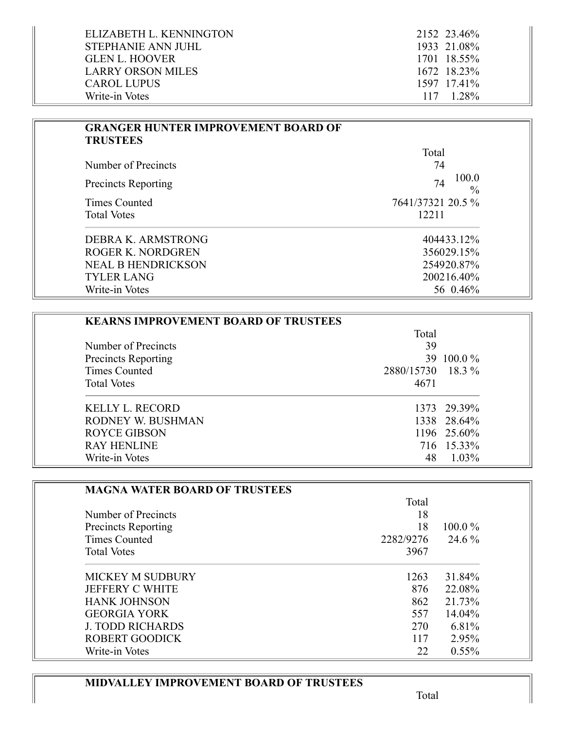| | | |
|---|---|---|
| ELIZABETH L. KENNINGTON | 2152 | 23.46% |
| STEPHANIE ANN JUHL | 1933 | 21.08% |
| GLEN L. HOOVER | 1701 | 18.55% |
| LARRY ORSON MILES | 1672 | 18.23% |
| CAROL LUPUS | 1597 | 17.41% |
| Write-in Votes | 117 | 1.28% |

## GRANGER HUNTER IMPROVEMENT BOARD OF TRUSTEES

| | Total | |
|---|---|---|
| Number of Precincts | 74 | |
| Precincts Reporting | 74 | 100.0 % |
| Times Counted | 7641/37321 | 20.5 % |
| Total Votes | 12211 | |
| DEBRA K. ARMSTRONG | 4044 | 33.12% |
| ROGER K. NORDGREN | 3560 | 29.15% |
| NEAL B HENDRICKSON | 2549 | 20.87% |
| TYLER LANG | 2002 | 16.40% |
| Write-in Votes | 56 | 0.46% |

## KEARNS IMPROVEMENT BOARD OF TRUSTEES

| | Total | |
|---|---|---|
| Number of Precincts | 39 | |
| Precincts Reporting | 39 | 100.0 % |
| Times Counted | 2880/15730 | 18.3 % |
| Total Votes | 4671 | |
| KELLY L. RECORD | 1373 | 29.39% |
| RODNEY W. BUSHMAN | 1338 | 28.64% |
| ROYCE GIBSON | 1196 | 25.60% |
| RAY HENLINE | 716 | 15.33% |
| Write-in Votes | 48 | 1.03% |

## MAGNA WATER BOARD OF TRUSTEES

| | Total | |
|---|---|---|
| Number of Precincts | 18 | |
| Precincts Reporting | 18 | 100.0 % |
| Times Counted | 2282/9276 | 24.6 % |
| Total Votes | 3967 | |
| MICKEY M SUDBURY | 1263 | 31.84% |
| JEFFERY C WHITE | 876 | 22.08% |
| HANK JOHNSON | 862 | 21.73% |
| GEORGIA YORK | 557 | 14.04% |
| J. TODD RICHARDS | 270 | 6.81% |
| ROBERT GOODICK | 117 | 2.95% |
| Write-in Votes | 22 | 0.55% |

## MIDVALLEY IMPROVEMENT BOARD OF TRUSTEES

| | Total |
|---|---|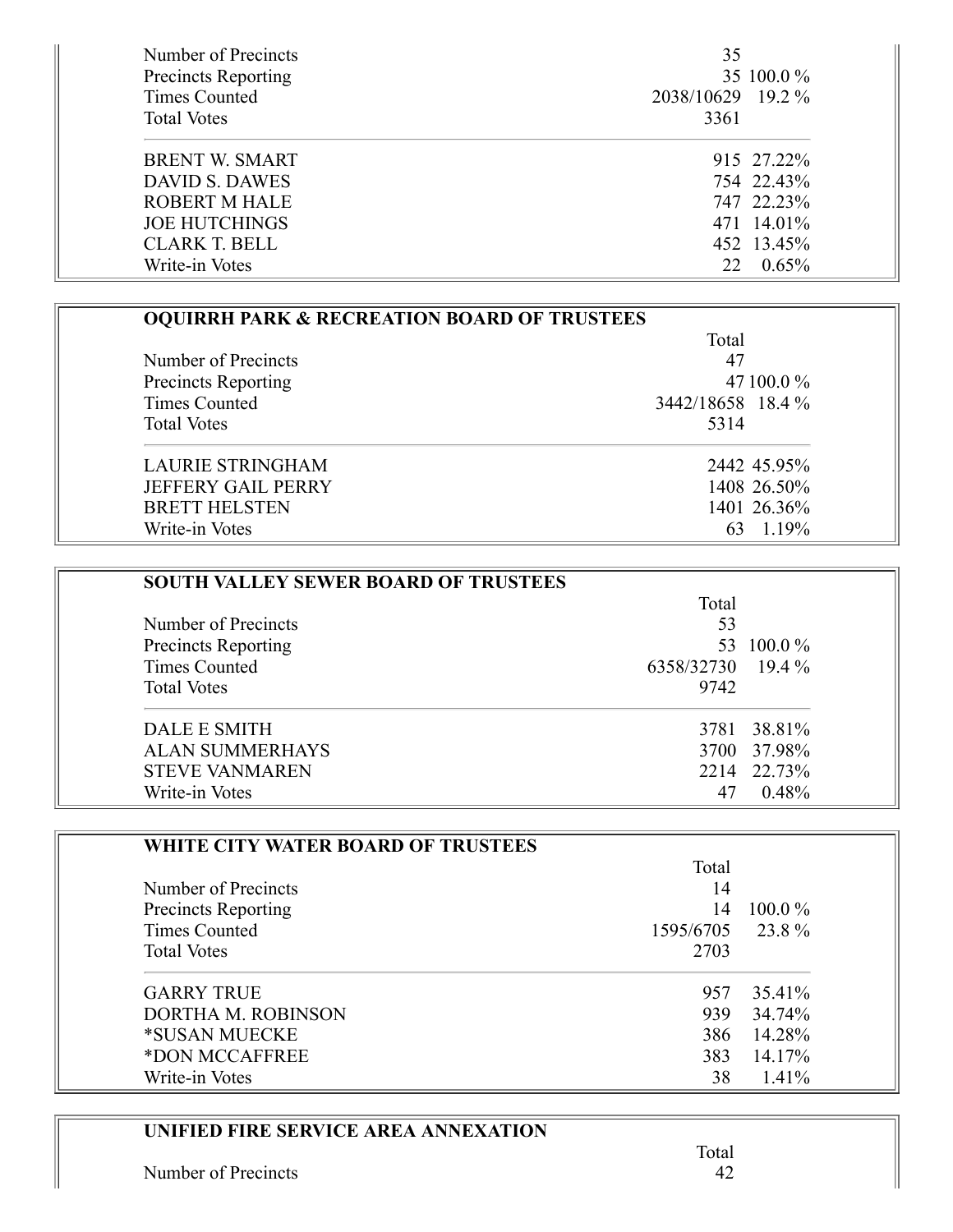| | Total | |
|---|---|---|
| Number of Precincts | 35 | |
| Precincts Reporting | 35 | 100.0 % |
| Times Counted | 2038/10629 | 19.2 % |
| Total Votes | 3361 | |
| BRENT W. SMART | 915 | 27.22% |
| DAVID S. DAWES | 754 | 22.43% |
| ROBERT M HALE | 747 | 22.23% |
| JOE HUTCHINGS | 471 | 14.01% |
| CLARK T. BELL | 452 | 13.45% |
| Write-in Votes | 22 | 0.65% |

**OQUIRRH PARK & RECREATION BOARD OF TRUSTEES**

| | Total | |
|---|---|---|
| Number of Precincts | 47 | |
| Precincts Reporting | 47 | 100.0 % |
| Times Counted | 3442/18658 | 18.4 % |
| Total Votes | 5314 | |
| LAURIE STRINGHAM | 2442 | 45.95% |
| JEFFERY GAIL PERRY | 1408 | 26.50% |
| BRETT HELSTEN | 1401 | 26.36% |
| Write-in Votes | 63 | 1.19% |

**SOUTH VALLEY SEWER BOARD OF TRUSTEES**

| | Total | |
|---|---|---|
| Number of Precincts | 53 | |
| Precincts Reporting | 53 | 100.0 % |
| Times Counted | 6358/32730 | 19.4 % |
| Total Votes | 9742 | |
| DALE E SMITH | 3781 | 38.81% |
| ALAN SUMMERHAYS | 3700 | 37.98% |
| STEVE VANMAREN | 2214 | 22.73% |
| Write-in Votes | 47 | 0.48% |

**WHITE CITY WATER BOARD OF TRUSTEES**

| | Total | |
|---|---|---|
| Number of Precincts | 14 | |
| Precincts Reporting | 14 | 100.0 % |
| Times Counted | 1595/6705 | 23.8 % |
| Total Votes | 2703 | |
| GARRY TRUE | 957 | 35.41% |
| DORTHA M. ROBINSON | 939 | 34.74% |
| *SUSAN MUECKE | 386 | 14.28% |
| *DON MCCAFFREE | 383 | 14.17% |
| Write-in Votes | 38 | 1.41% |

**UNIFIED FIRE SERVICE AREA ANNEXATION**

| | Total |
|---|---|
| Number of Precincts | 42 |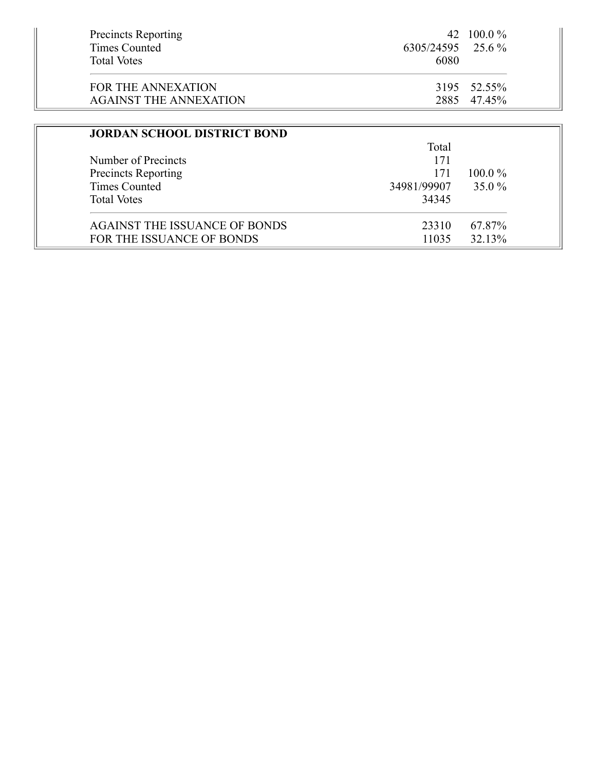| | | |
|---|---|---|
| Precincts Reporting | 42 | 100.0 % |
| Times Counted | 6305/24595 | 25.6 % |
| Total Votes | 6080 | |
| FOR THE ANNEXATION | 3195 | 52.55% |
| AGAINST THE ANNEXATION | 2885 | 47.45% |

**JORDAN SCHOOL DISTRICT BOND**

| | Total | |
|---|---|---|
| Number of Precincts | 171 | |
| Precincts Reporting | 171 | 100.0 % |
| Times Counted | 34981/99907 | 35.0 % |
| Total Votes | 34345 | |
| AGAINST THE ISSUANCE OF BONDS | 23310 | 67.87% |
| FOR THE ISSUANCE OF BONDS | 11035 | 32.13% |